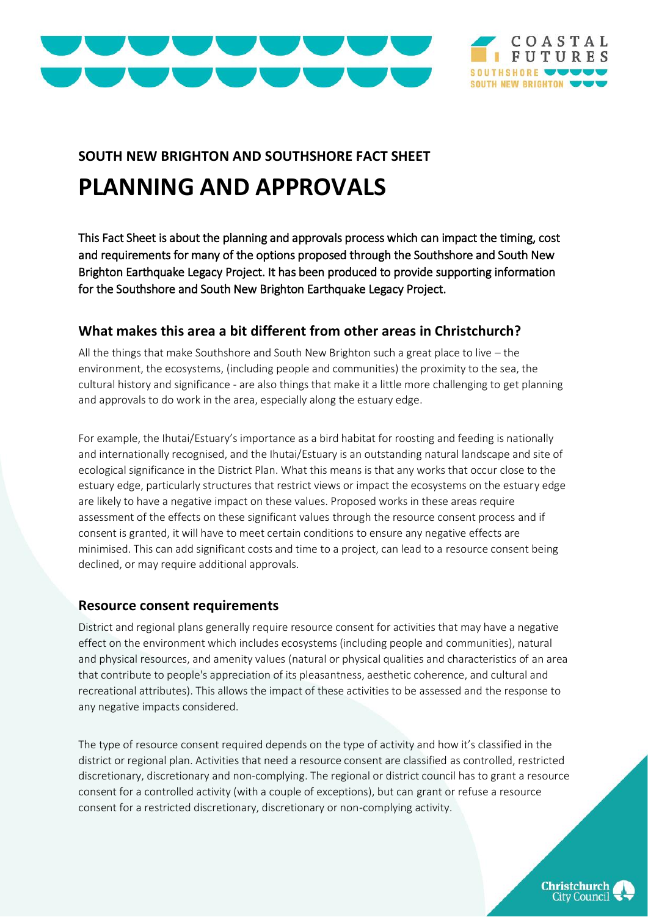## SOUTH NEW BRIGHTON AND SOUTHSHORE FACT SHEET

# PLANNING AND APPROVALS

This Fact Sheet is about the planning and approvals process which can impact the timing, cost and requirements for many of the options proposed through the Southshore and South New Brighton Earthquake Legacy Project. It has been produced to provide supporting information for the Southshore and South New Brighton Earthquake Legacy Project.

### What makes this area a bit different from other areas in Christchurch?

All the things that make Southshore and South New Brighton such a great place to live – the environment, the ecosystems, (including people and communities) the proximity to the sea, the cultural history and significance - are also things that make it a little more challenging to get planning and approvals to do work in the area, especially along the estuary edge.

For example, the Ihutai/Estuary's importance as a bird habitat for roosting and feeding is nationally and internationally recognised, and the Ihutai/Estuary is an outstanding natural landscape and site of ecological significance in the District Plan. What this means is that any works that occur close to the estuary edge, particularly structures that restrict views or impact the ecosystems on the estuary edge are likely to have a negative impact on these values. Proposed works in these areas require assessment of the effects on these significant values through the resource consent process and if consent is granted, it will have to meet certain conditions to ensure any negative effects are minimised. This can add significant costs and time to a project, can lead to a resource consent being declined, or may require additional approvals.

### Resource consent requirements

District and regional plans generally require resource consent for activities that may have a negative effect on the environment which includes ecosystems (including people and communities), natural and physical resources, and amenity values (natural or physical qualities and characteristics of an area that contribute to people's appreciation of its pleasantness, aesthetic coherence, and cultural and recreational attributes). This allows the impact of these activities to be assessed and the response to any negative impacts considered.

The type of resource consent required depends on the type of activity and how it's classified in the district or regional plan. Activities that need a resource consent are classified as controlled, restricted discretionary, discretionary and non-complying. The regional or district council has to grant a resource consent for a controlled activity (with a couple of exceptions), but can grant or refuse a resource consent for a restricted discretionary, discretionary or non-complying activity.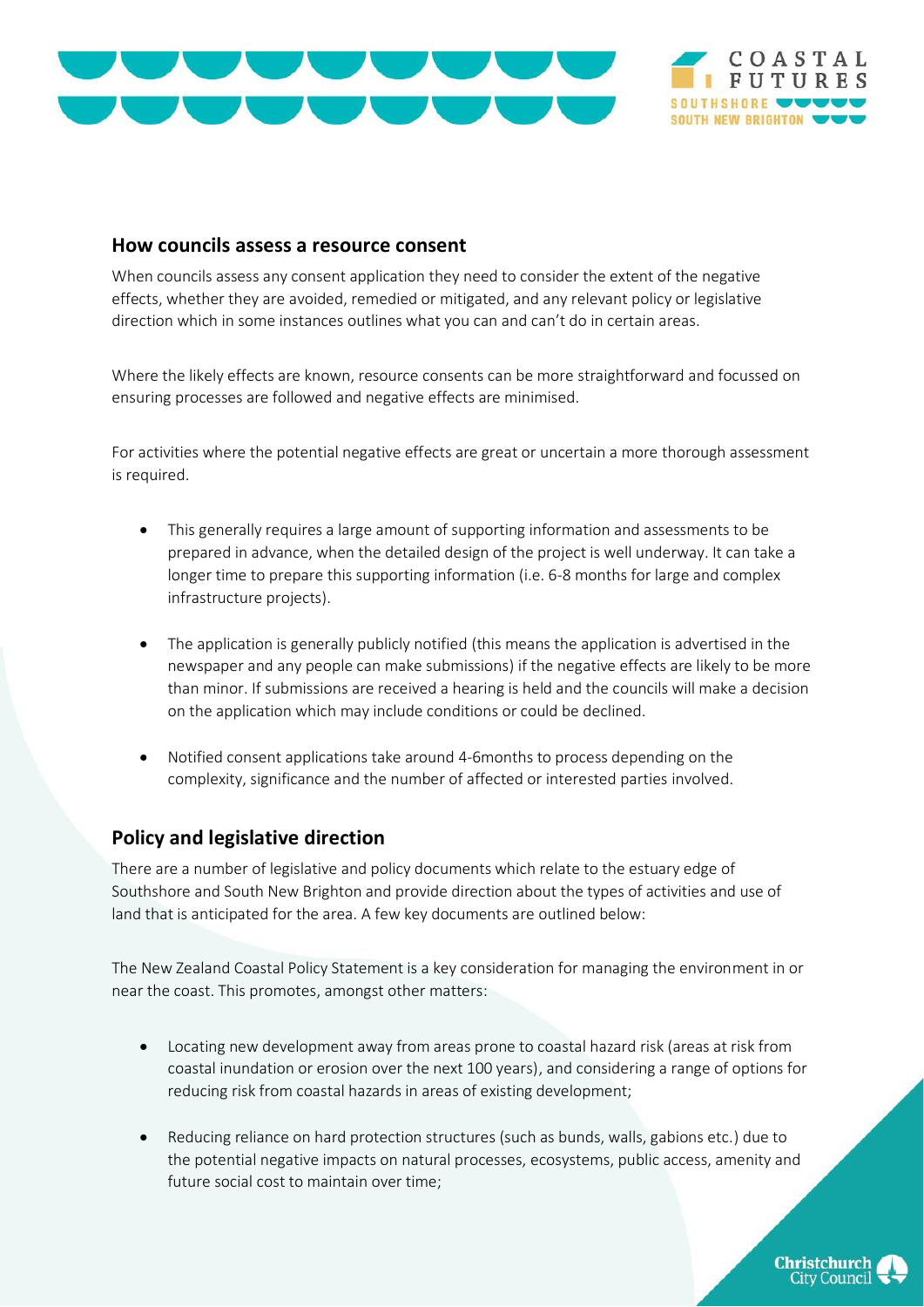## How councils assess a resource consent

When councils assess any consent application they need to consider the extent of the negative effects, whether they are avoided, remedied or mitigated, and any relevant policy or legislative direction which in some instances outlines what you can and can't do in certain areas.

Where the likely effects are known, resource consents can be more straightforward and focussed on ensuring processes are followed and negative effects are minimised.

For activities where the potential negative effects are great or uncertain a more thorough assessment is required.

- This generally requires a large amount of supporting information and assessments to be prepared in advance, when the detailed design of the project is well underway. It can take a longer time to prepare this supporting information (i.e. 6-8 months for large and complex infrastructure projects).
- The application is generally publicly notified (this means the application is advertised in the newspaper and any people can make submissions) if the negative effects are likely to be more than minor. If submissions are received a hearing is held and the councils will make a decision on the application which may include conditions or could be declined.
- Notified consent applications take around 4-6months to process depending on the complexity, significance and the number of affected or interested parties involved.

## Policy and legislative direction

There are a number of legislative and policy documents which relate to the estuary edge of Southshore and South New Brighton and provide direction about the types of activities and use of land that is anticipated for the area. A few key documents are outlined below:

The New Zealand Coastal Policy Statement is a key consideration for managing the environment in or near the coast. This promotes, amongst other matters:

- Locating new development away from areas prone to coastal hazard risk (areas at risk from coastal inundation or erosion over the next 100 years), and considering a range of options for reducing risk from coastal hazards in areas of existing development;
- Reducing reliance on hard protection structures (such as bunds, walls, gabions etc.) due to the potential negative impacts on natural processes, ecosystems, public access, amenity and future social cost to maintain over time;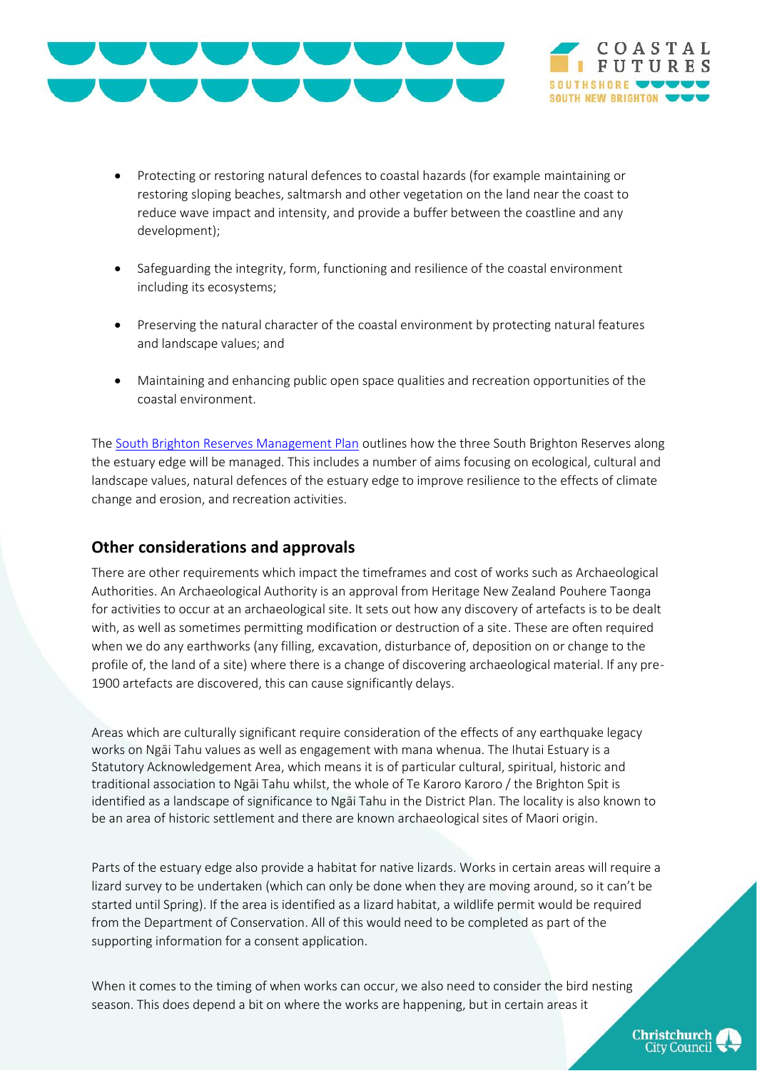- Protecting or restoring natural defences to coastal hazards (for example maintaining or restoring sloping beaches, saltmarsh and other vegetation on the land near the coast to reduce wave impact and intensity, and provide a buffer between the coastline and any development);
- Safeguarding the integrity, form, functioning and resilience of the coastal environment including its ecosystems;
- Preserving the natural character of the coastal environment by protecting natural features and landscape values; and
- Maintaining and enhancing public open space qualities and recreation opportunities of the coastal environment.

The [South Brighton Reserves Management Plan](#) outlines how the three South Brighton Reserves along the estuary edge will be managed. This includes a number of aims focusing on ecological, cultural and landscape values, natural defences of the estuary edge to improve resilience to the effects of climate change and erosion, and recreation activities.

## Other considerations and approvals

There are other requirements which impact the timeframes and cost of works such as Archaeological Authorities. An Archaeological Authority is an approval from Heritage New Zealand Pouhere Taonga for activities to occur at an archaeological site. It sets out how any discovery of artefacts is to be dealt with, as well as sometimes permitting modification or destruction of a site. These are often required when we do any earthworks (any filling, excavation, disturbance of, deposition on or change to the profile of, the land of a site) where there is a change of discovering archaeological material. If any pre-1900 artefacts are discovered, this can cause significantly delays.

Areas which are culturally significant require consideration of the effects of any earthquake legacy works on Ngāi Tahu values as well as engagement with mana whenua. The Ihutai Estuary is a Statutory Acknowledgement Area, which means it is of particular cultural, spiritual, historic and traditional association to Ngāi Tahu whilst, the whole of Te Karoro Karoro / the Brighton Spit is identified as a landscape of significance to Ngāi Tahu in the District Plan. The locality is also known to be an area of historic settlement and there are known archaeological sites of Maori origin.

Parts of the estuary edge also provide a habitat for native lizards. Works in certain areas will require a lizard survey to be undertaken (which can only be done when they are moving around, so it can't be started until Spring). If the area is identified as a lizard habitat, a wildlife permit would be required from the Department of Conservation. All of this would need to be completed as part of the supporting information for a consent application.

When it comes to the timing of when works can occur, we also need to consider the bird nesting season. This does depend a bit on where the works are happening, but in certain areas it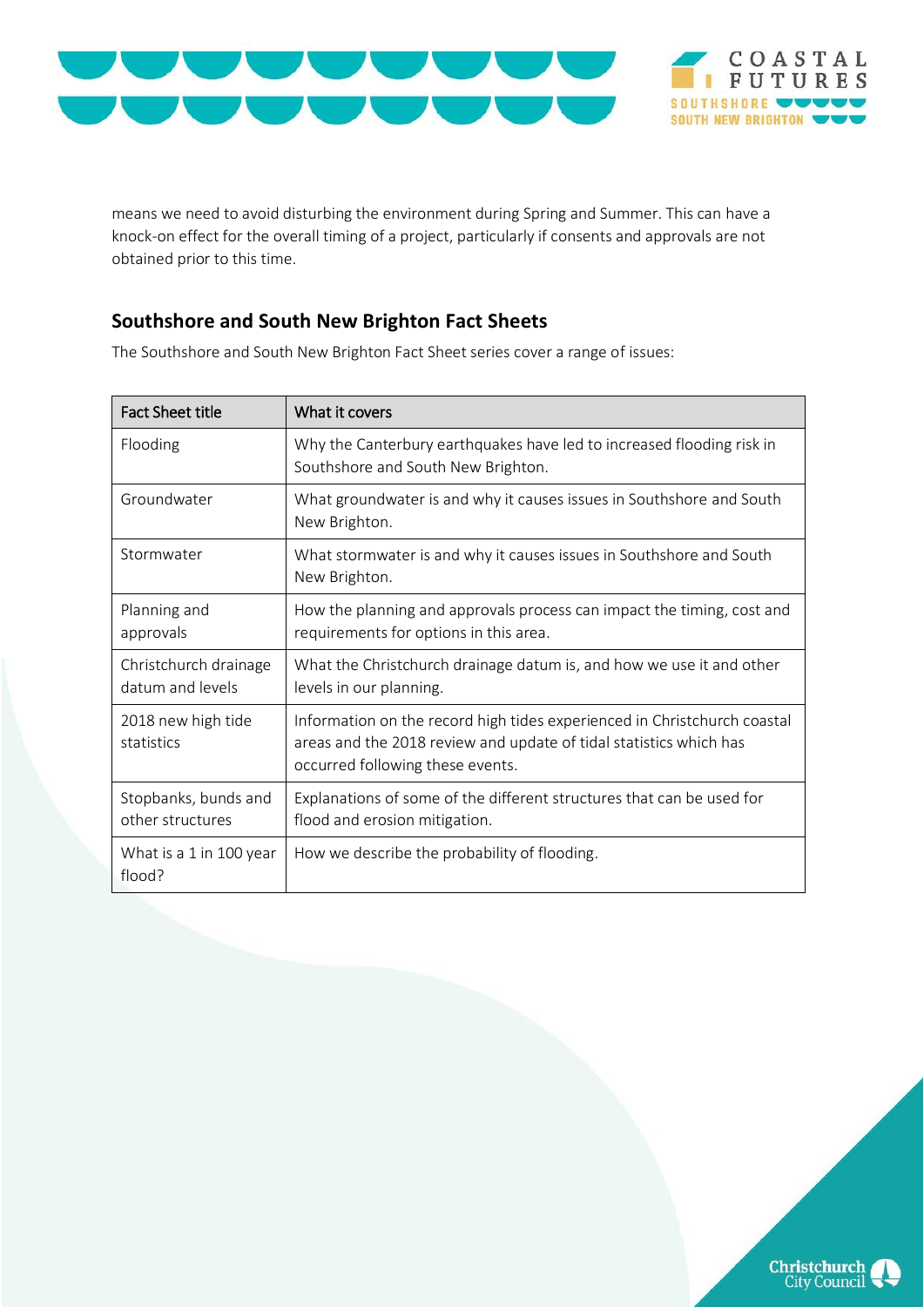means we need to avoid disturbing the environment during Spring and Summer. This can have a knock-on effect for the overall timing of a project, particularly if consents and approvals are not obtained prior to this time.

## Southshore and South New Brighton Fact Sheets

The Southshore and South New Brighton Fact Sheet series cover a range of issues:

| Fact Sheet title | What it covers |
| --- | --- |
| Flooding | Why the Canterbury earthquakes have led to increased flooding risk in Southshore and South New Brighton. |
| Groundwater | What groundwater is and why it causes issues in Southshore and South New Brighton. |
| Stormwater | What stormwater is and why it causes issues in Southshore and South New Brighton. |
| Planning and approvals | How the planning and approvals process can impact the timing, cost and requirements for options in this area. |
| Christchurch drainage datum and levels | What the Christchurch drainage datum is, and how we use it and other levels in our planning. |
| 2018 new high tide statistics | Information on the record high tides experienced in Christchurch coastal areas and the 2018 review and update of tidal statistics which has occurred following these events. |
| Stopbanks, bunds and other structures | Explanations of some of the different structures that can be used for flood and erosion mitigation. |
| What is a 1 in 100 year flood? | How we describe the probability of flooding. |